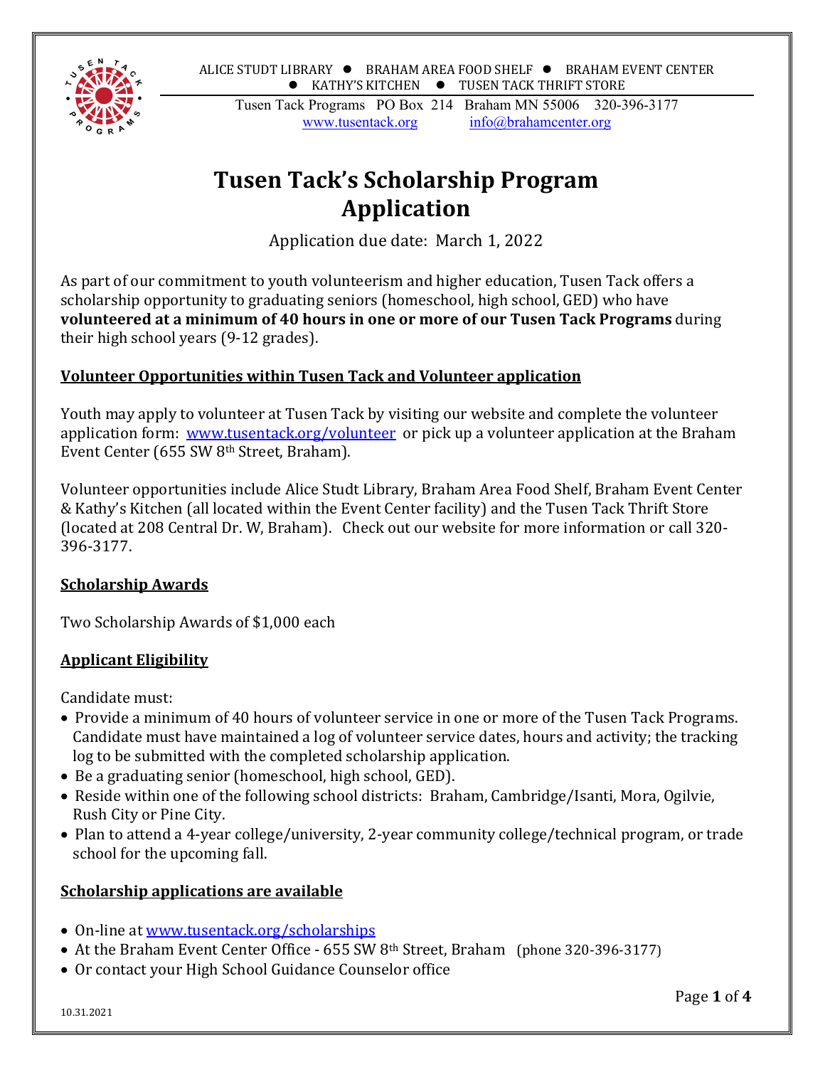ALICE STUDT LIBRARY ● BRAHAM AREA FOOD SHELF ● BRAHAM EVENT CENTER ● KATHY'S KITCHEN ● TUSEN TACK THRIFT STORE

Tusen Tack Programs PO Box 214 Braham MN 55006 320-396-3177
www.tusentack.org info@brahamcenter.org

# Tusen Tack's Scholarship Program Application

Application due date: March 1, 2022

As part of our commitment to youth volunteerism and higher education, Tusen Tack offers a scholarship opportunity to graduating seniors (homeschool, high school, GED) who have **volunteered at a minimum of 40 hours in one or more of our Tusen Tack Programs** during their high school years (9-12 grades).

## Volunteer Opportunities within Tusen Tack and Volunteer application

Youth may apply to volunteer at Tusen Tack by visiting our website and complete the volunteer application form: www.tusentack.org/volunteer or pick up a volunteer application at the Braham Event Center (655 SW 8th Street, Braham).

Volunteer opportunities include Alice Studt Library, Braham Area Food Shelf, Braham Event Center & Kathy's Kitchen (all located within the Event Center facility) and the Tusen Tack Thrift Store (located at 208 Central Dr. W, Braham). Check out our website for more information or call 320-396-3177.

## Scholarship Awards

Two Scholarship Awards of $1,000 each

## Applicant Eligibility

Candidate must:

- Provide a minimum of 40 hours of volunteer service in one or more of the Tusen Tack Programs. Candidate must have maintained a log of volunteer service dates, hours and activity; the tracking log to be submitted with the completed scholarship application.
- Be a graduating senior (homeschool, high school, GED).
- Reside within one of the following school districts: Braham, Cambridge/Isanti, Mora, Ogilvie, Rush City or Pine City.
- Plan to attend a 4-year college/university, 2-year community college/technical program, or trade school for the upcoming fall.

## Scholarship applications are available

- On-line at www.tusentack.org/scholarships
- At the Braham Event Center Office - 655 SW 8th Street, Braham (phone 320-396-3177)
- Or contact your High School Guidance Counselor office

10.31.2021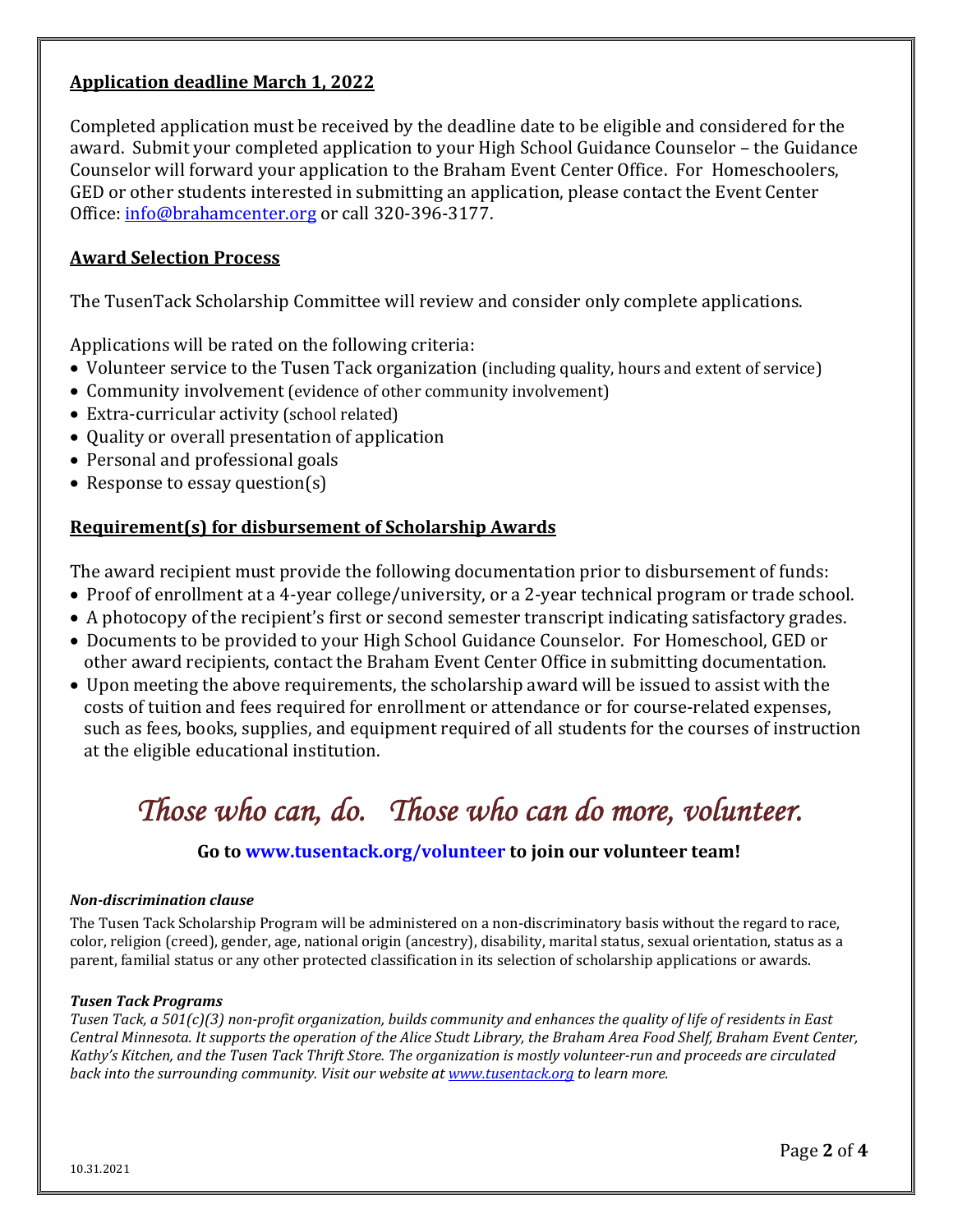## Application deadline March 1, 2022

Completed application must be received by the deadline date to be eligible and considered for the award. Submit your completed application to your High School Guidance Counselor – the Guidance Counselor will forward your application to the Braham Event Center Office. For Homeschoolers, GED or other students interested in submitting an application, please contact the Event Center Office: info@brahamcenter.org or call 320-396-3177.

## Award Selection Process

The TusenTack Scholarship Committee will review and consider only complete applications.

Applications will be rated on the following criteria:

- Volunteer service to the Tusen Tack organization (including quality, hours and extent of service)
- Community involvement (evidence of other community involvement)
- Extra-curricular activity (school related)
- Quality or overall presentation of application
- Personal and professional goals
- Response to essay question(s)

## Requirement(s) for disbursement of Scholarship Awards

The award recipient must provide the following documentation prior to disbursement of funds:

- Proof of enrollment at a 4-year college/university, or a 2-year technical program or trade school.
- A photocopy of the recipient's first or second semester transcript indicating satisfactory grades.
- Documents to be provided to your High School Guidance Counselor. For Homeschool, GED or other award recipients, contact the Braham Event Center Office in submitting documentation.
- Upon meeting the above requirements, the scholarship award will be issued to assist with the costs of tuition and fees required for enrollment or attendance or for course-related expenses, such as fees, books, supplies, and equipment required of all students for the courses of instruction at the eligible educational institution.

# *Those who can, do. Those who can do more, volunteer.*

**Go to www.tusentack.org/volunteer to join our volunteer team!**

***Non-discrimination clause***

The Tusen Tack Scholarship Program will be administered on a non-discriminatory basis without the regard to race, color, religion (creed), gender, age, national origin (ancestry), disability, marital status, sexual orientation, status as a parent, familial status or any other protected classification in its selection of scholarship applications or awards.

***Tusen Tack Programs***

*Tusen Tack, a 501(c)(3) non-profit organization, builds community and enhances the quality of life of residents in East Central Minnesota. It supports the operation of the Alice Studt Library, the Braham Area Food Shelf, Braham Event Center, Kathy's Kitchen, and the Tusen Tack Thrift Store. The organization is mostly volunteer-run and proceeds are circulated back into the surrounding community. Visit our website at www.tusentack.org to learn more.*

10.31.2021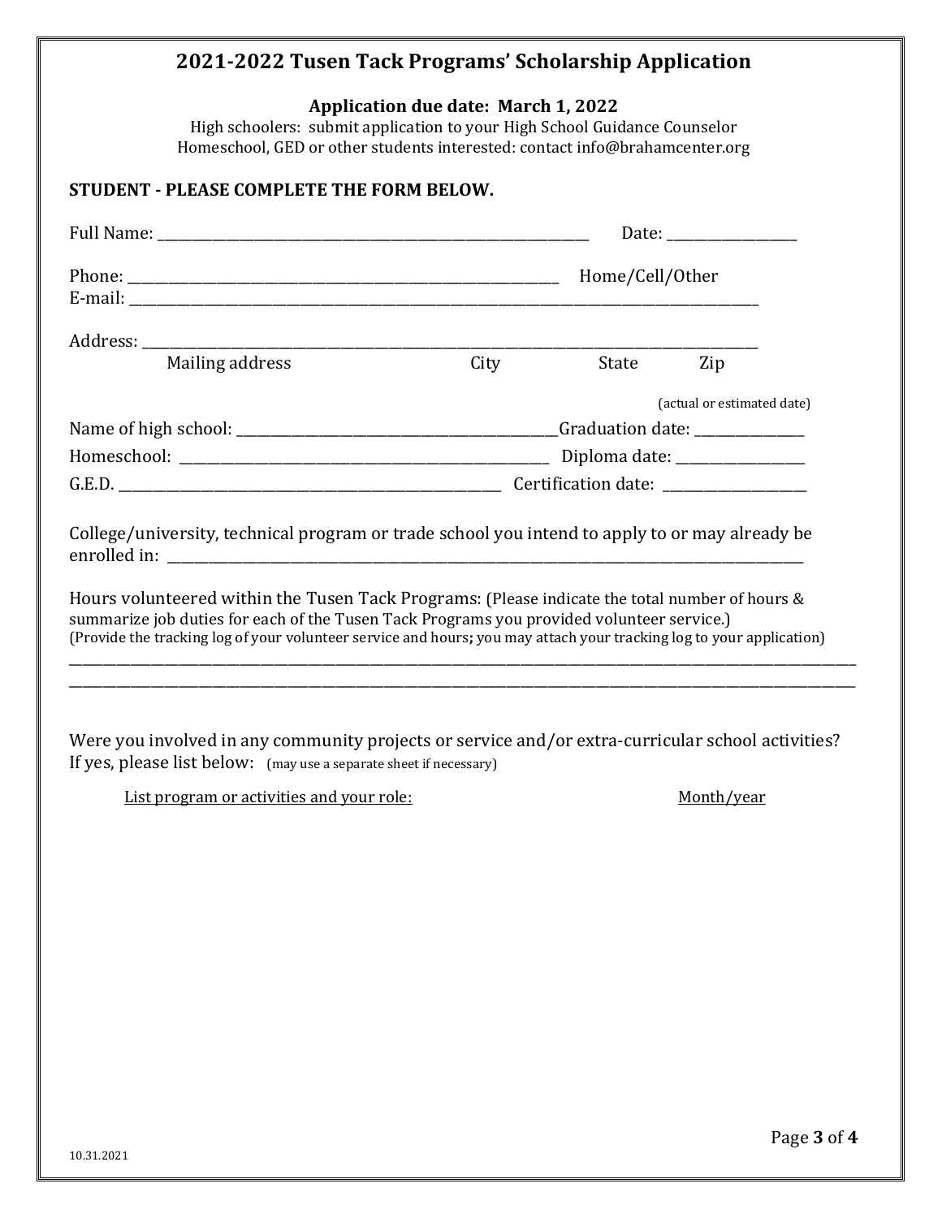## 2021-2022 Tusen Tack Programs' Scholarship Application

**Application due date: March 1, 2022**

High schoolers: submit application to your High School Guidance Counselor
Homeschool, GED or other students interested: contact info@brahamcenter.org

**STUDENT - PLEASE COMPLETE THE FORM BELOW.**

Full Name: ______________________________________________ Date: ______________

Phone: ______________________________________________ Home/Cell/Other
E-mail: ______________________________________________________________

Address: ______________________________________________________________
Mailing address City State Zip

(actual or estimated date)

Name of high school: ________________________________ Graduation date: ____________

Homeschool: ________________________________________ Diploma date: ______________

G.E.D. ____________________________________________ Certification date: ______________

College/university, technical program or trade school you intend to apply to or may already be enrolled in: ______________________________________________________________

Hours volunteered within the Tusen Tack Programs: (Please indicate the total number of hours & summarize job duties for each of the Tusen Tack Programs you provided volunteer service.)
(Provide the tracking log of your volunteer service and hours**;** you may attach your tracking log to your application)

______________________________________________________________________________

______________________________________________________________________________

Were you involved in any community projects or service and/or extra-curricular school activities? If yes, please list below: (may use a separate sheet if necessary)

List program or activities and your role: Month/year

10.31.2021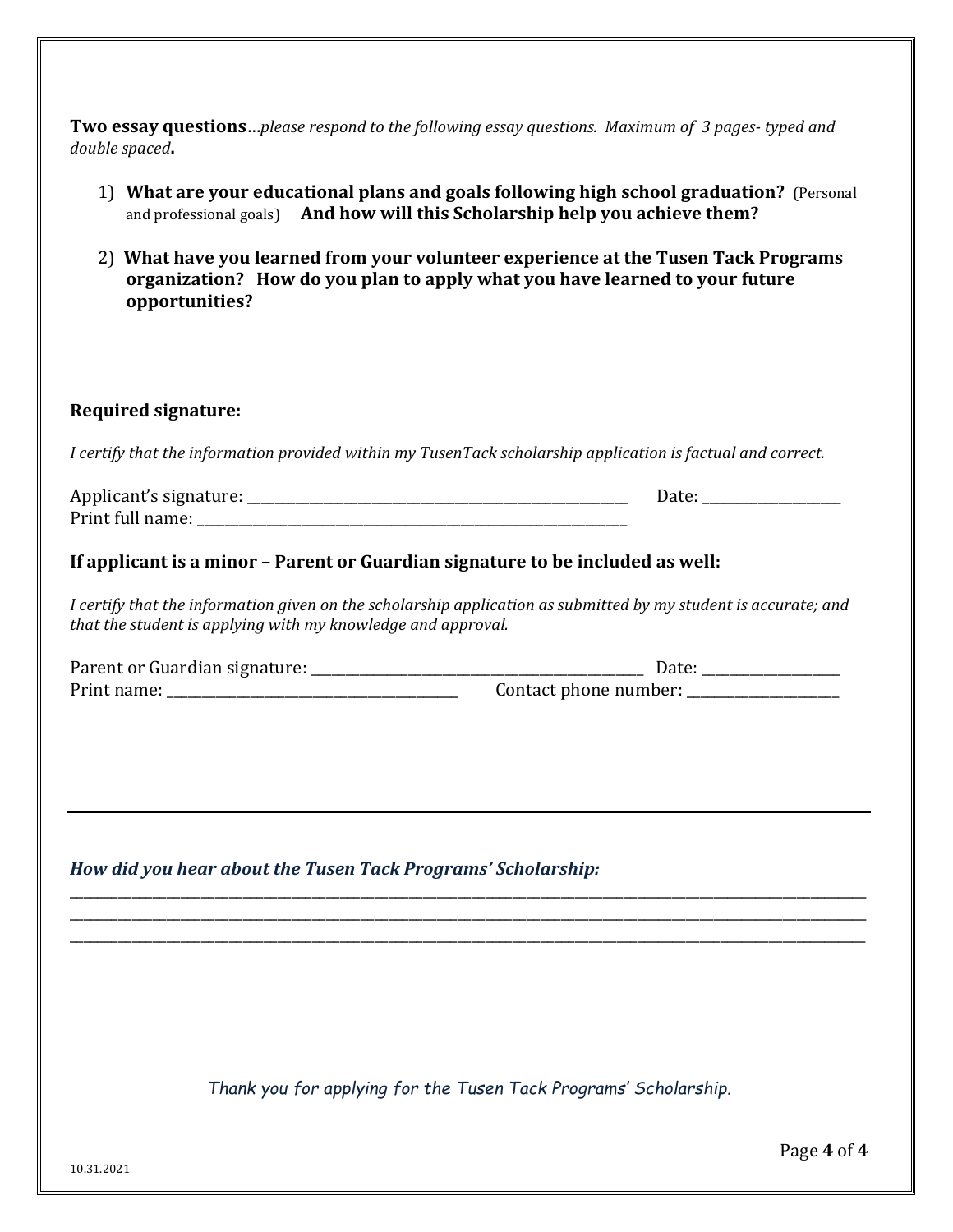**Two essay questions**…*please respond to the following essay questions. Maximum of 3 pages- typed and double spaced***.**

1) **What are your educational plans and goals following high school graduation?** (Personal and professional goals) **And how will this Scholarship help you achieve them?**

2) **What have you learned from your volunteer experience at the Tusen Tack Programs organization? How do you plan to apply what you have learned to your future opportunities?**

**Required signature:**

*I certify that the information provided within my TusenTack scholarship application is factual and correct.*

Applicant's signature: _______________________________________________ Date: _______________
Print full name: ____________________________________________________

**If applicant is a minor – Parent or Guardian signature to be included as well:**

*I certify that the information given on the scholarship application as submitted by my student is accurate; and that the student is applying with my knowledge and approval.*

Parent or Guardian signature: ______________________________________ Date: _______________
Print name: _________________________________ Contact phone number: _________________

---

***How did you hear about the Tusen Tack Programs' Scholarship:***

______________________________________________________________________________________________
______________________________________________________________________________________________
______________________________________________________________________________________________

*Thank you for applying for the Tusen Tack Programs' Scholarship.*

10.31.2021